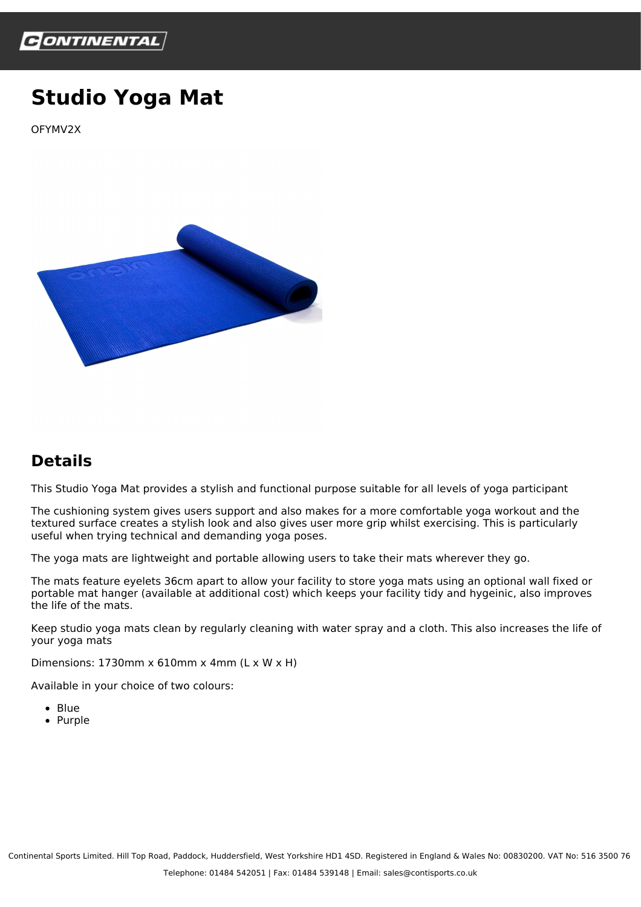# Studio Yoga Mat

OFYMV2X

## Details

This Studio Yoga Mat provides a stylish and functional purpose suitable for all levels of yoga participant

The cushioning system gives users support and also makes for a more comfortable yoga workout and the textured surface creates a stylish look and also gives user more grip whilst exercising. This is particularly useful when trying technical and demanding yoga poses.

The yoga mats are lightweight and portable allowing users to take their mats wherever they go.

The mats feature eyelets 36cm apart to allow your facility to store yoga mats using an optional wall fixed or portable mat hanger (available at additional cost) which keeps your facility tidy and hygeinic, also improves the life of the mats.

Keep studio yoga mats clean by regularly cleaning with water spray and a cloth. This also increases the life of your yoga mats

Dimensions: 1730mm x 610mm x 4mm (L x W x H)

Available in your choice of two colours:

- Blue
- Purple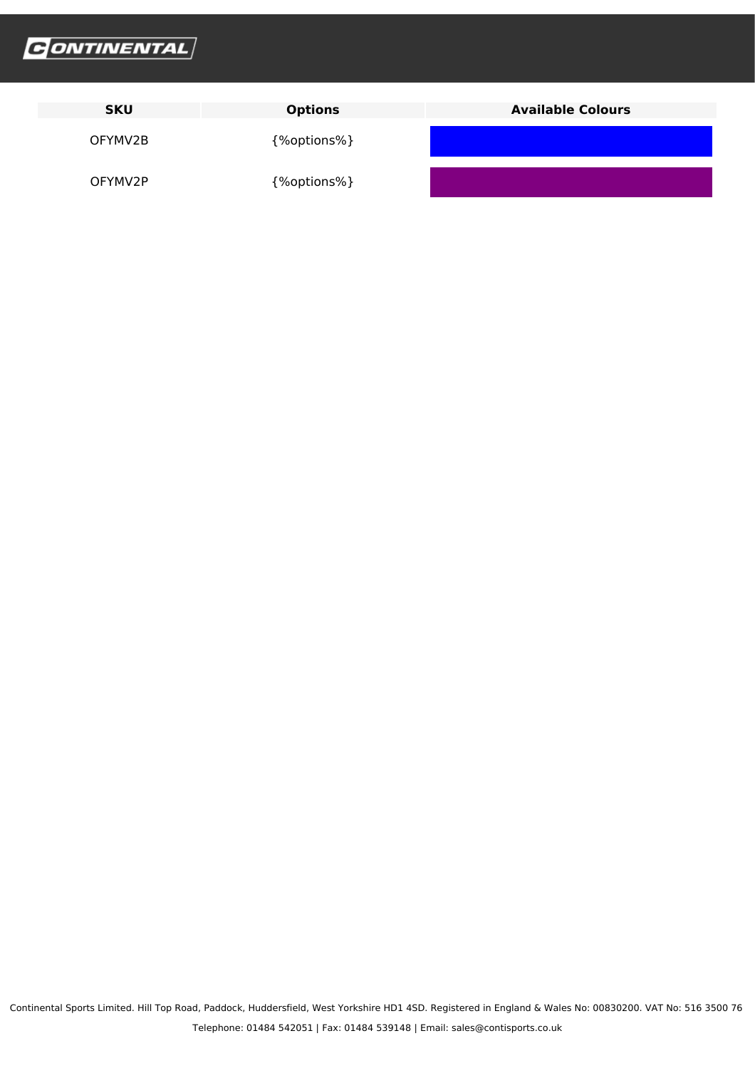| SKU | Options | Available Colours |
| --- | --- | --- |
| OFYMV2B | {%options%} | |
| OFYMV2P | {%options%} | |

Continental Sports Limited. Hill Top Road, Paddock, Huddersfield, West Yorkshire HD1 4SD. Registered in England & Wales No: 00830200. VAT No: 516 3500 76

Telephone: 01484 542051 | Fax: 01484 539148 | Email: sales@contisports.co.uk